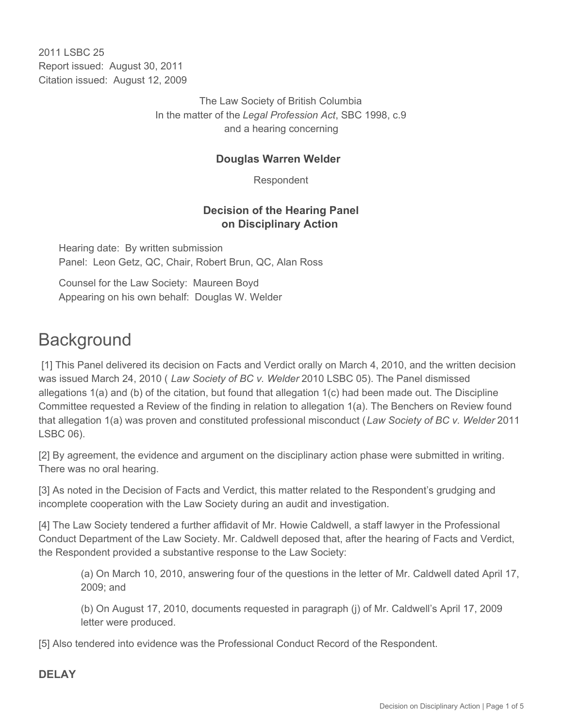2011 LSBC 25
Report issued: August 30, 2011
Citation issued: August 12, 2009

The Law Society of British Columbia
In the matter of the *Legal Profession Act*, SBC 1998, c.9
and a hearing concerning

**Douglas Warren Welder**

Respondent

**Decision of the Hearing Panel on Disciplinary Action**

Hearing date: By written submission
Panel: Leon Getz, QC, Chair, Robert Brun, QC, Alan Ross

Counsel for the Law Society: Maureen Boyd
Appearing on his own behalf: Douglas W. Welder

# Background

[1] This Panel delivered its decision on Facts and Verdict orally on March 4, 2010, and the written decision was issued March 24, 2010 ( *Law Society of BC v. Welder* 2010 LSBC 05). The Panel dismissed allegations 1(a) and (b) of the citation, but found that allegation 1(c) had been made out. The Discipline Committee requested a Review of the finding in relation to allegation 1(a). The Benchers on Review found that allegation 1(a) was proven and constituted professional misconduct (*Law Society of BC v. Welder* 2011 LSBC 06).

[2] By agreement, the evidence and argument on the disciplinary action phase were submitted in writing. There was no oral hearing.

[3] As noted in the Decision of Facts and Verdict, this matter related to the Respondent's grudging and incomplete cooperation with the Law Society during an audit and investigation.

[4] The Law Society tendered a further affidavit of Mr. Howie Caldwell, a staff lawyer in the Professional Conduct Department of the Law Society. Mr. Caldwell deposed that, after the hearing of Facts and Verdict, the Respondent provided a substantive response to the Law Society:

> (a) On March 10, 2010, answering four of the questions in the letter of Mr. Caldwell dated April 17, 2009; and
>
> (b) On August 17, 2010, documents requested in paragraph (j) of Mr. Caldwell's April 17, 2009 letter were produced.

[5] Also tendered into evidence was the Professional Conduct Record of the Respondent.

**DELAY**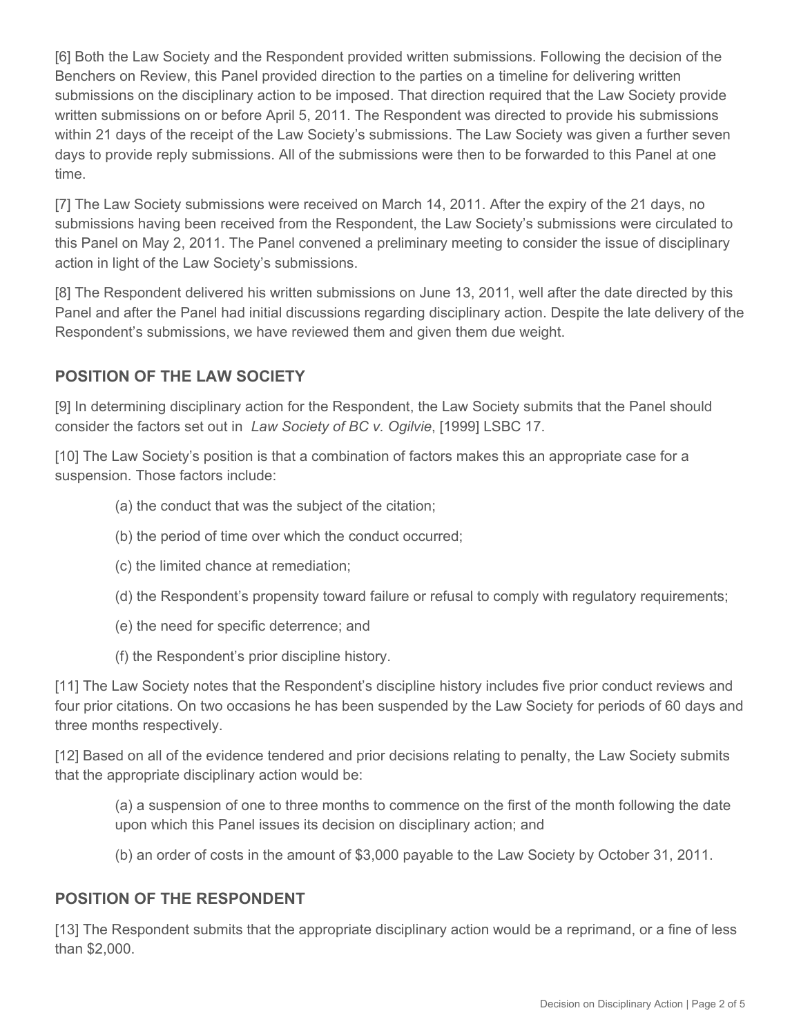[6] Both the Law Society and the Respondent provided written submissions. Following the decision of the Benchers on Review, this Panel provided direction to the parties on a timeline for delivering written submissions on the disciplinary action to be imposed. That direction required that the Law Society provide written submissions on or before April 5, 2011. The Respondent was directed to provide his submissions within 21 days of the receipt of the Law Society's submissions. The Law Society was given a further seven days to provide reply submissions. All of the submissions were then to be forwarded to this Panel at one time.

[7] The Law Society submissions were received on March 14, 2011. After the expiry of the 21 days, no submissions having been received from the Respondent, the Law Society's submissions were circulated to this Panel on May 2, 2011. The Panel convened a preliminary meeting to consider the issue of disciplinary action in light of the Law Society's submissions.

[8] The Respondent delivered his written submissions on June 13, 2011, well after the date directed by this Panel and after the Panel had initial discussions regarding disciplinary action. Despite the late delivery of the Respondent's submissions, we have reviewed them and given them due weight.

## POSITION OF THE LAW SOCIETY

[9] In determining disciplinary action for the Respondent, the Law Society submits that the Panel should consider the factors set out in *Law Society of BC v. Ogilvie*, [1999] LSBC 17.

[10] The Law Society's position is that a combination of factors makes this an appropriate case for a suspension. Those factors include:

(a) the conduct that was the subject of the citation;

(b) the period of time over which the conduct occurred;

(c) the limited chance at remediation;

(d) the Respondent's propensity toward failure or refusal to comply with regulatory requirements;

(e) the need for specific deterrence; and

(f) the Respondent's prior discipline history.

[11] The Law Society notes that the Respondent's discipline history includes five prior conduct reviews and four prior citations. On two occasions he has been suspended by the Law Society for periods of 60 days and three months respectively.

[12] Based on all of the evidence tendered and prior decisions relating to penalty, the Law Society submits that the appropriate disciplinary action would be:

(a) a suspension of one to three months to commence on the first of the month following the date upon which this Panel issues its decision on disciplinary action; and

(b) an order of costs in the amount of $3,000 payable to the Law Society by October 31, 2011.

## POSITION OF THE RESPONDENT

[13] The Respondent submits that the appropriate disciplinary action would be a reprimand, or a fine of less than $2,000.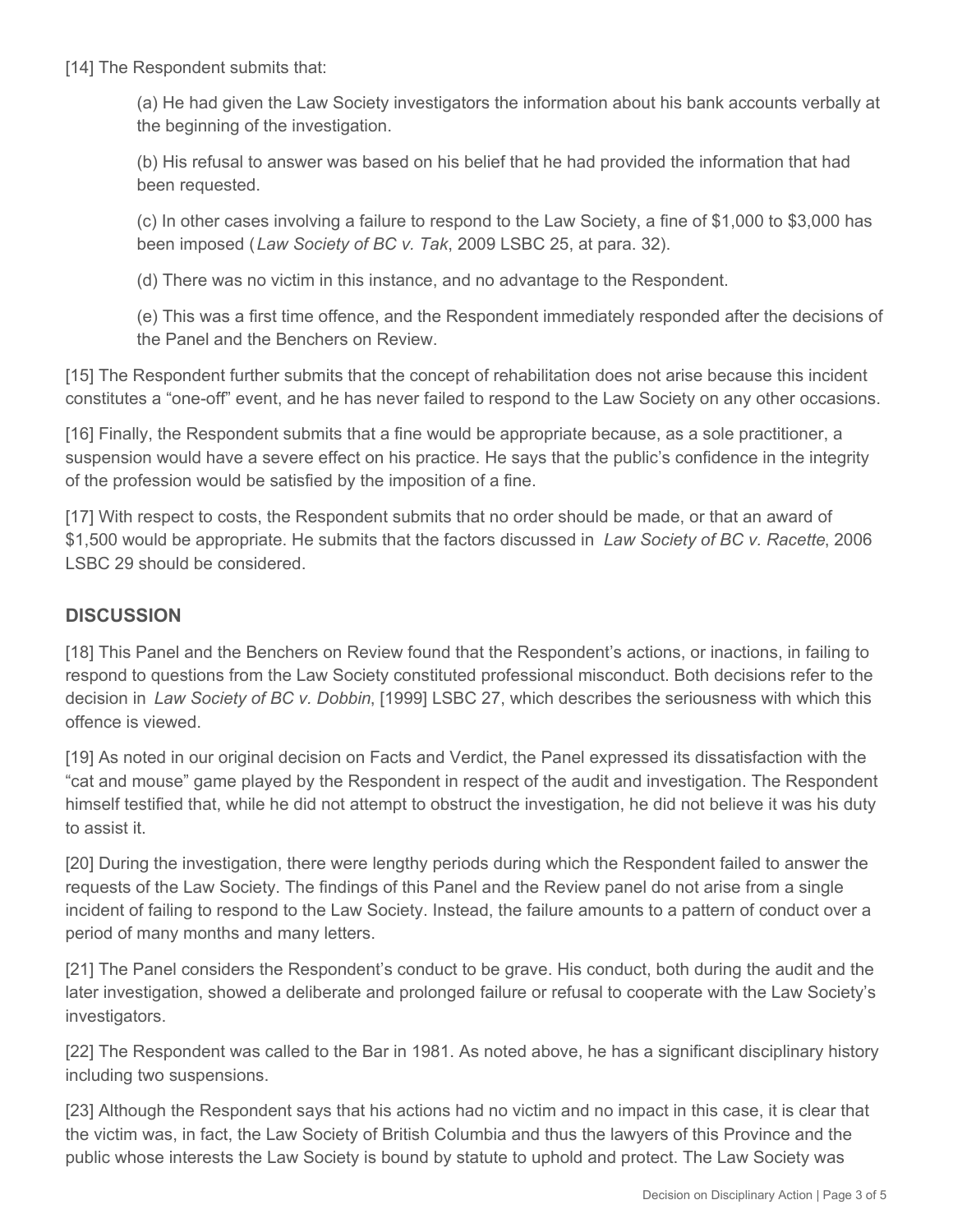[14] The Respondent submits that:

(a) He had given the Law Society investigators the information about his bank accounts verbally at the beginning of the investigation.

(b) His refusal to answer was based on his belief that he had provided the information that had been requested.

(c) In other cases involving a failure to respond to the Law Society, a fine of $1,000 to $3,000 has been imposed (*Law Society of BC v. Tak*, 2009 LSBC 25, at para. 32).

(d) There was no victim in this instance, and no advantage to the Respondent.

(e) This was a first time offence, and the Respondent immediately responded after the decisions of the Panel and the Benchers on Review.

[15] The Respondent further submits that the concept of rehabilitation does not arise because this incident constitutes a "one-off" event, and he has never failed to respond to the Law Society on any other occasions.

[16] Finally, the Respondent submits that a fine would be appropriate because, as a sole practitioner, a suspension would have a severe effect on his practice. He says that the public's confidence in the integrity of the profession would be satisfied by the imposition of a fine.

[17] With respect to costs, the Respondent submits that no order should be made, or that an award of $1,500 would be appropriate. He submits that the factors discussed in *Law Society of BC v. Racette*, 2006 LSBC 29 should be considered.

## DISCUSSION

[18] This Panel and the Benchers on Review found that the Respondent's actions, or inactions, in failing to respond to questions from the Law Society constituted professional misconduct. Both decisions refer to the decision in *Law Society of BC v. Dobbin*, [1999] LSBC 27, which describes the seriousness with which this offence is viewed.

[19] As noted in our original decision on Facts and Verdict, the Panel expressed its dissatisfaction with the "cat and mouse" game played by the Respondent in respect of the audit and investigation. The Respondent himself testified that, while he did not attempt to obstruct the investigation, he did not believe it was his duty to assist it.

[20] During the investigation, there were lengthy periods during which the Respondent failed to answer the requests of the Law Society. The findings of this Panel and the Review panel do not arise from a single incident of failing to respond to the Law Society. Instead, the failure amounts to a pattern of conduct over a period of many months and many letters.

[21] The Panel considers the Respondent's conduct to be grave. His conduct, both during the audit and the later investigation, showed a deliberate and prolonged failure or refusal to cooperate with the Law Society's investigators.

[22] The Respondent was called to the Bar in 1981. As noted above, he has a significant disciplinary history including two suspensions.

[23] Although the Respondent says that his actions had no victim and no impact in this case, it is clear that the victim was, in fact, the Law Society of British Columbia and thus the lawyers of this Province and the public whose interests the Law Society is bound by statute to uphold and protect. The Law Society was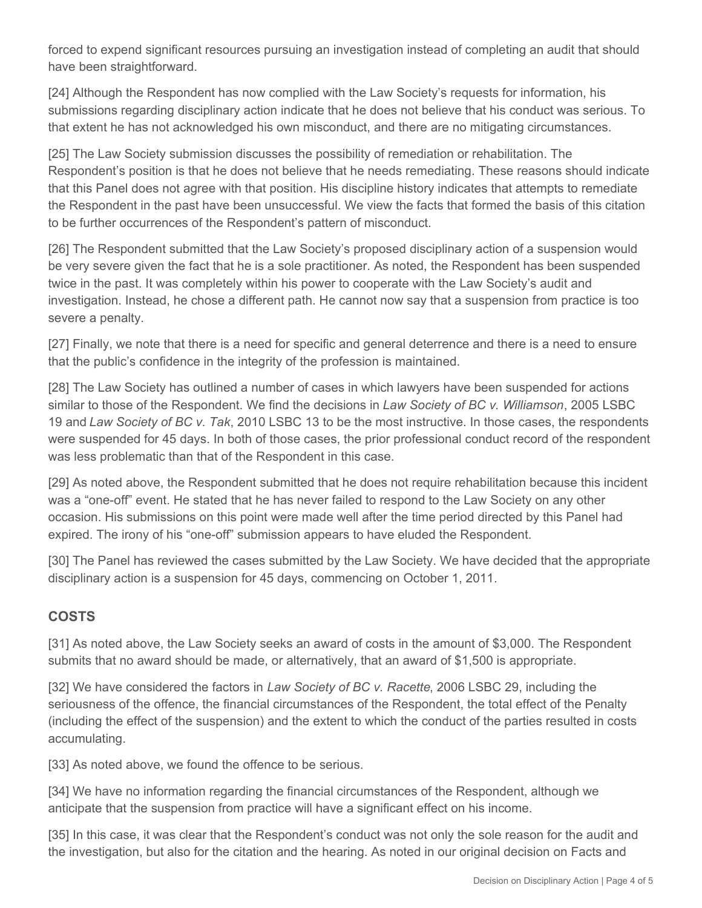forced to expend significant resources pursuing an investigation instead of completing an audit that should have been straightforward.

[24] Although the Respondent has now complied with the Law Society's requests for information, his submissions regarding disciplinary action indicate that he does not believe that his conduct was serious. To that extent he has not acknowledged his own misconduct, and there are no mitigating circumstances.

[25] The Law Society submission discusses the possibility of remediation or rehabilitation. The Respondent's position is that he does not believe that he needs remediating. These reasons should indicate that this Panel does not agree with that position. His discipline history indicates that attempts to remediate the Respondent in the past have been unsuccessful. We view the facts that formed the basis of this citation to be further occurrences of the Respondent's pattern of misconduct.

[26] The Respondent submitted that the Law Society's proposed disciplinary action of a suspension would be very severe given the fact that he is a sole practitioner. As noted, the Respondent has been suspended twice in the past. It was completely within his power to cooperate with the Law Society's audit and investigation. Instead, he chose a different path. He cannot now say that a suspension from practice is too severe a penalty.

[27] Finally, we note that there is a need for specific and general deterrence and there is a need to ensure that the public's confidence in the integrity of the profession is maintained.

[28] The Law Society has outlined a number of cases in which lawyers have been suspended for actions similar to those of the Respondent. We find the decisions in *Law Society of BC v. Williamson*, 2005 LSBC 19 and *Law Society of BC v. Tak*, 2010 LSBC 13 to be the most instructive. In those cases, the respondents were suspended for 45 days. In both of those cases, the prior professional conduct record of the respondent was less problematic than that of the Respondent in this case.

[29] As noted above, the Respondent submitted that he does not require rehabilitation because this incident was a "one-off" event. He stated that he has never failed to respond to the Law Society on any other occasion. His submissions on this point were made well after the time period directed by this Panel had expired. The irony of his "one-off" submission appears to have eluded the Respondent.

[30] The Panel has reviewed the cases submitted by the Law Society. We have decided that the appropriate disciplinary action is a suspension for 45 days, commencing on October 1, 2011.

## COSTS

[31] As noted above, the Law Society seeks an award of costs in the amount of $3,000. The Respondent submits that no award should be made, or alternatively, that an award of $1,500 is appropriate.

[32] We have considered the factors in *Law Society of BC v. Racette*, 2006 LSBC 29, including the seriousness of the offence, the financial circumstances of the Respondent, the total effect of the Penalty (including the effect of the suspension) and the extent to which the conduct of the parties resulted in costs accumulating.

[33] As noted above, we found the offence to be serious.

[34] We have no information regarding the financial circumstances of the Respondent, although we anticipate that the suspension from practice will have a significant effect on his income.

[35] In this case, it was clear that the Respondent's conduct was not only the sole reason for the audit and the investigation, but also for the citation and the hearing. As noted in our original decision on Facts and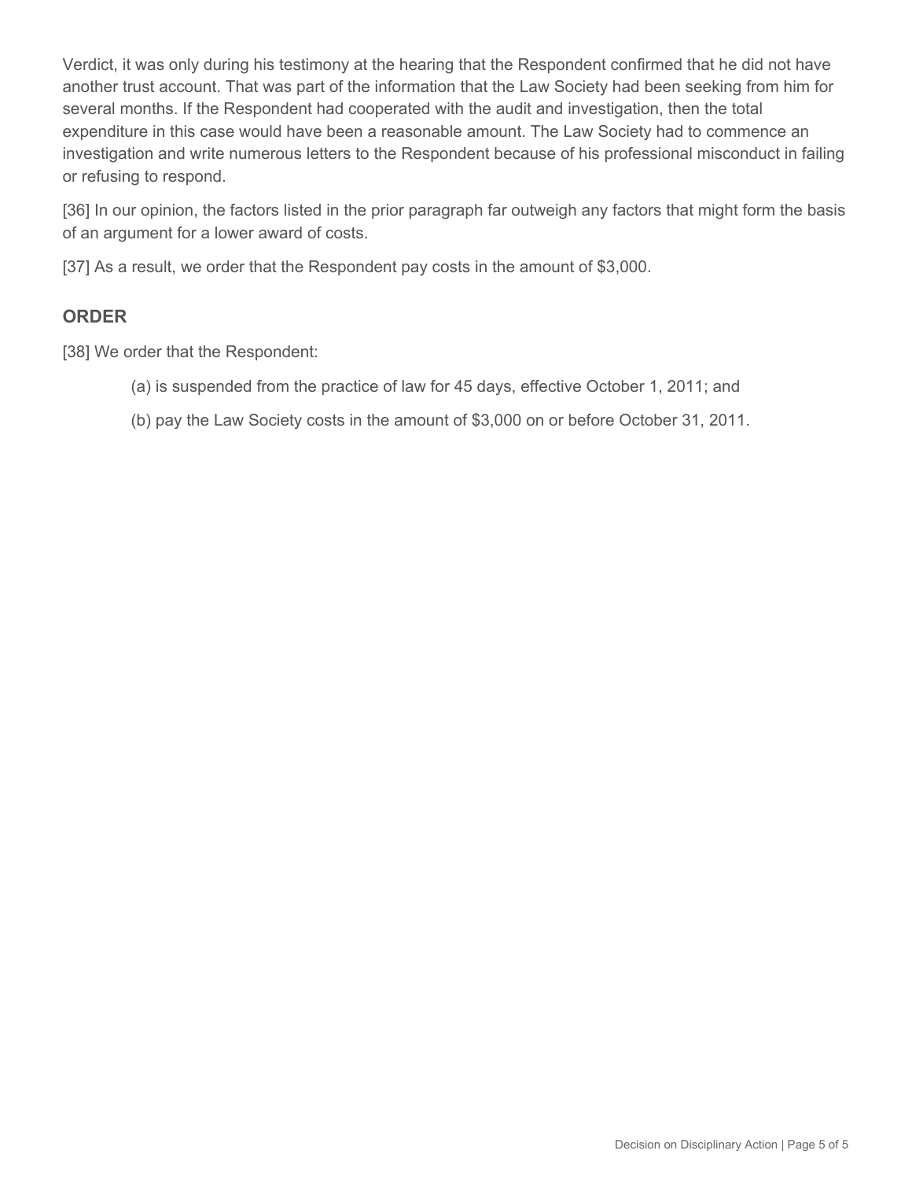Verdict, it was only during his testimony at the hearing that the Respondent confirmed that he did not have another trust account. That was part of the information that the Law Society had been seeking from him for several months. If the Respondent had cooperated with the audit and investigation, then the total expenditure in this case would have been a reasonable amount. The Law Society had to commence an investigation and write numerous letters to the Respondent because of his professional misconduct in failing or refusing to respond.

[36] In our opinion, the factors listed in the prior paragraph far outweigh any factors that might form the basis of an argument for a lower award of costs.

[37] As a result, we order that the Respondent pay costs in the amount of $3,000.

## ORDER

[38] We order that the Respondent:

(a) is suspended from the practice of law for 45 days, effective October 1, 2011; and

(b) pay the Law Society costs in the amount of $3,000 on or before October 31, 2011.